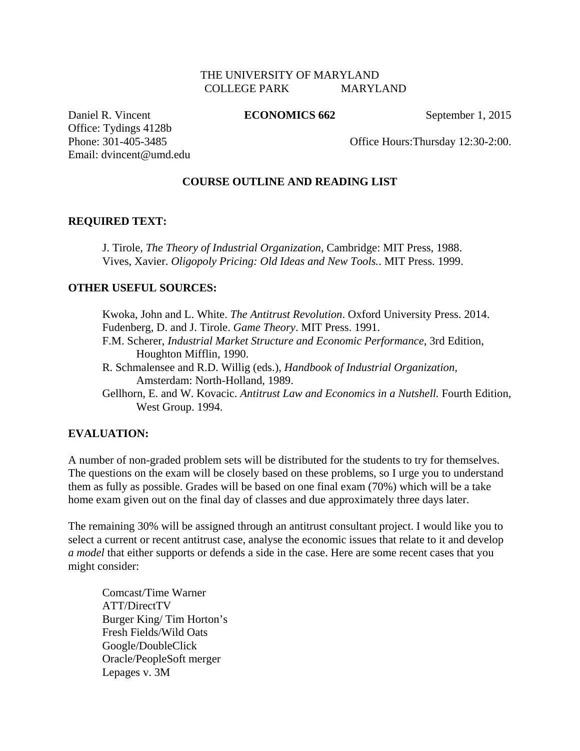THE UNIVERSITY OF MARYLAND
COLLEGE PARK MARYLAND

Daniel R. Vincent **ECONOMICS 662** September 1, 2015
Office: Tydings 4128b
Phone: 301-405-3485 Office Hours:Thursday 12:30-2:00.
Email: dvincent@umd.edu

## COURSE OUTLINE AND READING LIST

### REQUIRED TEXT:

J. Tirole, *The Theory of Industrial Organization*, Cambridge: MIT Press, 1988.
Vives, Xavier. *Oligopoly Pricing: Old Ideas and New Tools.*. MIT Press. 1999.

### OTHER USEFUL SOURCES:

Kwoka, John and L. White. *The Antitrust Revolution*. Oxford University Press. 2014.
Fudenberg, D. and J. Tirole. *Game Theory*. MIT Press. 1991.
F.M. Scherer, *Industrial Market Structure and Economic Performance*, 3rd Edition, Houghton Mifflin, 1990.
R. Schmalensee and R.D. Willig (eds.), *Handbook of Industrial Organization,* Amsterdam: North-Holland, 1989.
Gellhorn, E. and W. Kovacic. *Antitrust Law and Economics in a Nutshell.* Fourth Edition, West Group. 1994.

### EVALUATION:

A number of non-graded problem sets will be distributed for the students to try for themselves. The questions on the exam will be closely based on these problems, so I urge you to understand them as fully as possible. Grades will be based on one final exam (70%) which will be a take home exam given out on the final day of classes and due approximately three days later.

The remaining 30% will be assigned through an antitrust consultant project. I would like you to select a current or recent antitrust case, analyse the economic issues that relate to it and develop *a model* that either supports or defends a side in the case. Here are some recent cases that you might consider:

Comcast/Time Warner
ATT/DirectTV
Burger King/ Tim Horton's
Fresh Fields/Wild Oats
Google/DoubleClick
Oracle/PeopleSoft merger
Lepages v. 3M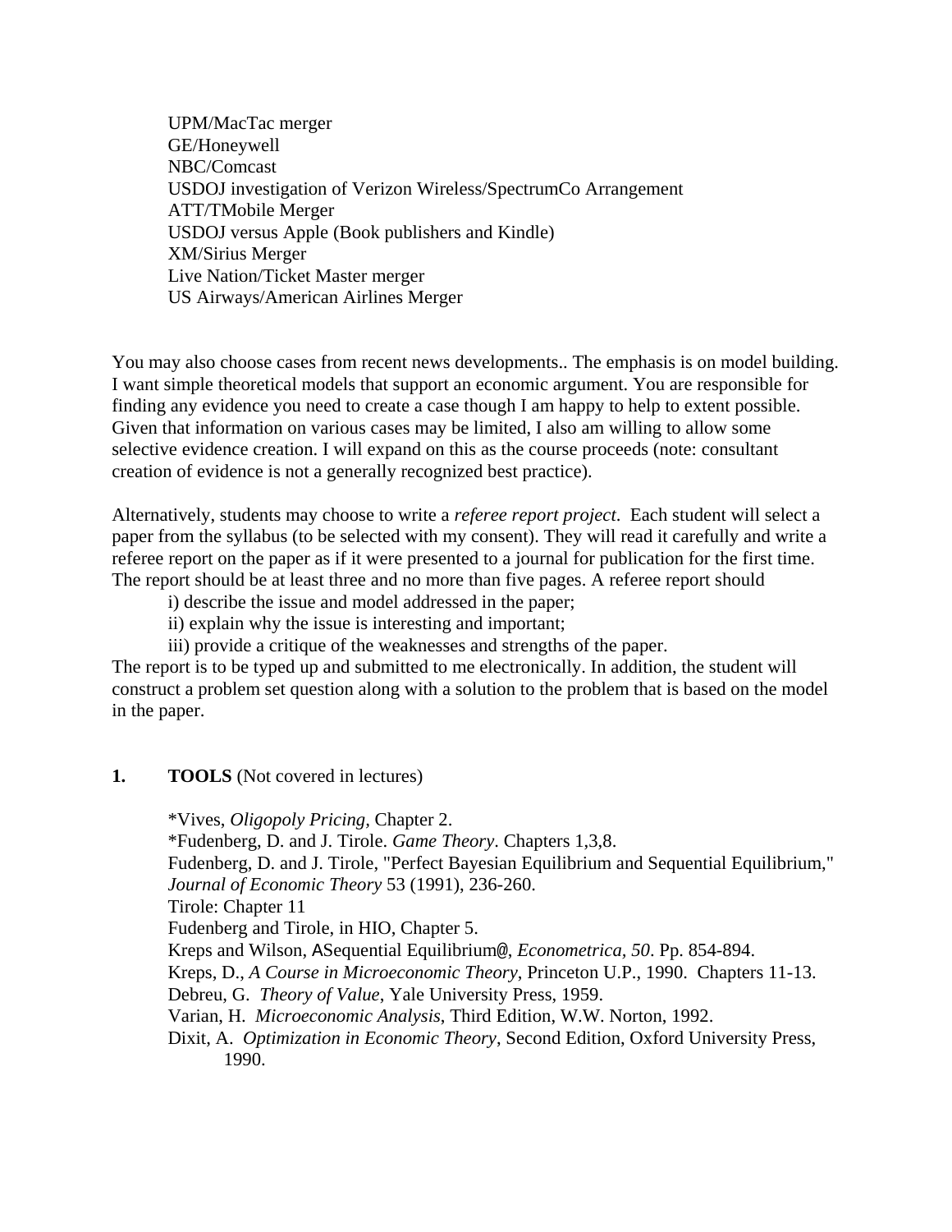UPM/MacTac merger
GE/Honeywell
NBC/Comcast
USDOJ investigation of Verizon Wireless/SpectrumCo Arrangement
ATT/TMobile Merger
USDOJ versus Apple (Book publishers and Kindle)
XM/Sirius Merger
Live Nation/Ticket Master merger
US Airways/American Airlines Merger

You may also choose cases from recent news developments.. The emphasis is on model building. I want simple theoretical models that support an economic argument. You are responsible for finding any evidence you need to create a case though I am happy to help to extent possible. Given that information on various cases may be limited, I also am willing to allow some selective evidence creation. I will expand on this as the course proceeds (note: consultant creation of evidence is not a generally recognized best practice).

Alternatively, students may choose to write a *referee report project*. Each student will select a paper from the syllabus (to be selected with my consent). They will read it carefully and write a referee report on the paper as if it were presented to a journal for publication for the first time. The report should be at least three and no more than five pages. A referee report should

i) describe the issue and model addressed in the paper;
ii) explain why the issue is interesting and important;
iii) provide a critique of the weaknesses and strengths of the paper.

The report is to be typed up and submitted to me electronically. In addition, the student will construct a problem set question along with a solution to the problem that is based on the model in the paper.

## 1. TOOLS (Not covered in lectures)

*Vives, *Oligopoly Pricing*, Chapter 2.
*Fudenberg, D. and J. Tirole. *Game Theory*. Chapters 1,3,8.
Fudenberg, D. and J. Tirole, "Perfect Bayesian Equilibrium and Sequential Equilibrium," *Journal of Economic Theory* 53 (1991), 236-260.
Tirole: Chapter 11
Fudenberg and Tirole, in HIO, Chapter 5.
Kreps and Wilson, ASequential Equilibrium@, *Econometrica, 50*. Pp. 854-894.
Kreps, D., *A Course in Microeconomic Theory*, Princeton U.P., 1990. Chapters 11-13.
Debreu, G. *Theory of Value*, Yale University Press, 1959.
Varian, H. *Microeconomic Analysis*, Third Edition, W.W. Norton, 1992.
Dixit, A. *Optimization in Economic Theory*, Second Edition, Oxford University Press, 1990.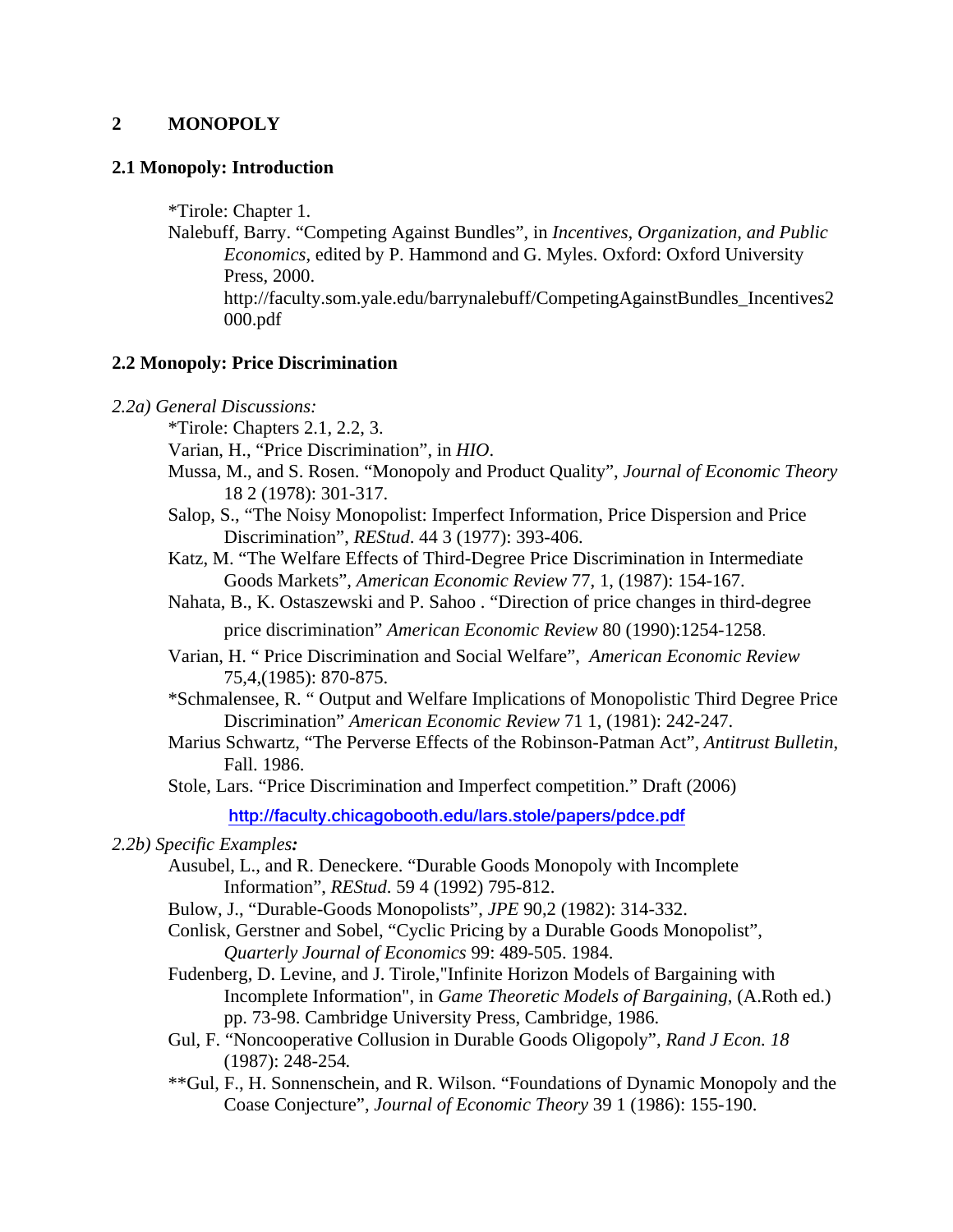## 2 MONOPOLY

### 2.1 Monopoly: Introduction

*Tirole: Chapter 1.

Nalebuff, Barry. "Competing Against Bundles", in *Incentives, Organization, and Public Economics*, edited by P. Hammond and G. Myles. Oxford: Oxford University Press, 2000. http://faculty.som.yale.edu/barrynalebuff/CompetingAgainstBundles_Incentives2000.pdf

### 2.2 Monopoly: Price Discrimination

*2.2a) General Discussions:*

*Tirole: Chapters 2.1, 2.2, 3.

Varian, H., "Price Discrimination", in *HIO*.

Mussa, M., and S. Rosen. "Monopoly and Product Quality", *Journal of Economic Theory* 18 2 (1978): 301-317.

Salop, S., "The Noisy Monopolist: Imperfect Information, Price Dispersion and Price Discrimination", *REStud*. 44 3 (1977): 393-406.

Katz, M. "The Welfare Effects of Third-Degree Price Discrimination in Intermediate Goods Markets", *American Economic Review* 77, 1, (1987): 154-167.

Nahata, B., K. Ostaszewski and P. Sahoo . "Direction of price changes in third-degree price discrimination" *American Economic Review* 80 (1990):1254-1258.

Varian, H. " Price Discrimination and Social Welfare", *American Economic Review* 75,4,(1985): 870-875.

*Schmalensee, R. " Output and Welfare Implications of Monopolistic Third Degree Price Discrimination" *American Economic Review* 71 1, (1981): 242-247.

Marius Schwartz, "The Perverse Effects of the Robinson-Patman Act", *Antitrust Bulletin*, Fall. 1986.

Stole, Lars. "Price Discrimination and Imperfect competition." Draft (2006) http://faculty.chicagobooth.edu/lars.stole/papers/pdce.pdf

*2.2b) Specific Examples:*

Ausubel, L., and R. Deneckere. "Durable Goods Monopoly with Incomplete Information", *REStud*. 59 4 (1992) 795-812.

Bulow, J., "Durable-Goods Monopolists", *JPE* 90,2 (1982): 314-332.

Conlisk, Gerstner and Sobel, "Cyclic Pricing by a Durable Goods Monopolist", *Quarterly Journal of Economics* 99: 489-505. 1984.

Fudenberg, D. Levine, and J. Tirole,"Infinite Horizon Models of Bargaining with Incomplete Information", in *Game Theoretic Models of Bargaining*, (A.Roth ed.) pp. 73-98. Cambridge University Press, Cambridge, 1986.

Gul, F. "Noncooperative Collusion in Durable Goods Oligopoly", *Rand J Econ. 18* (1987): 248-254.

**Gul, F., H. Sonnenschein, and R. Wilson. "Foundations of Dynamic Monopoly and the Coase Conjecture", *Journal of Economic Theory* 39 1 (1986): 155-190.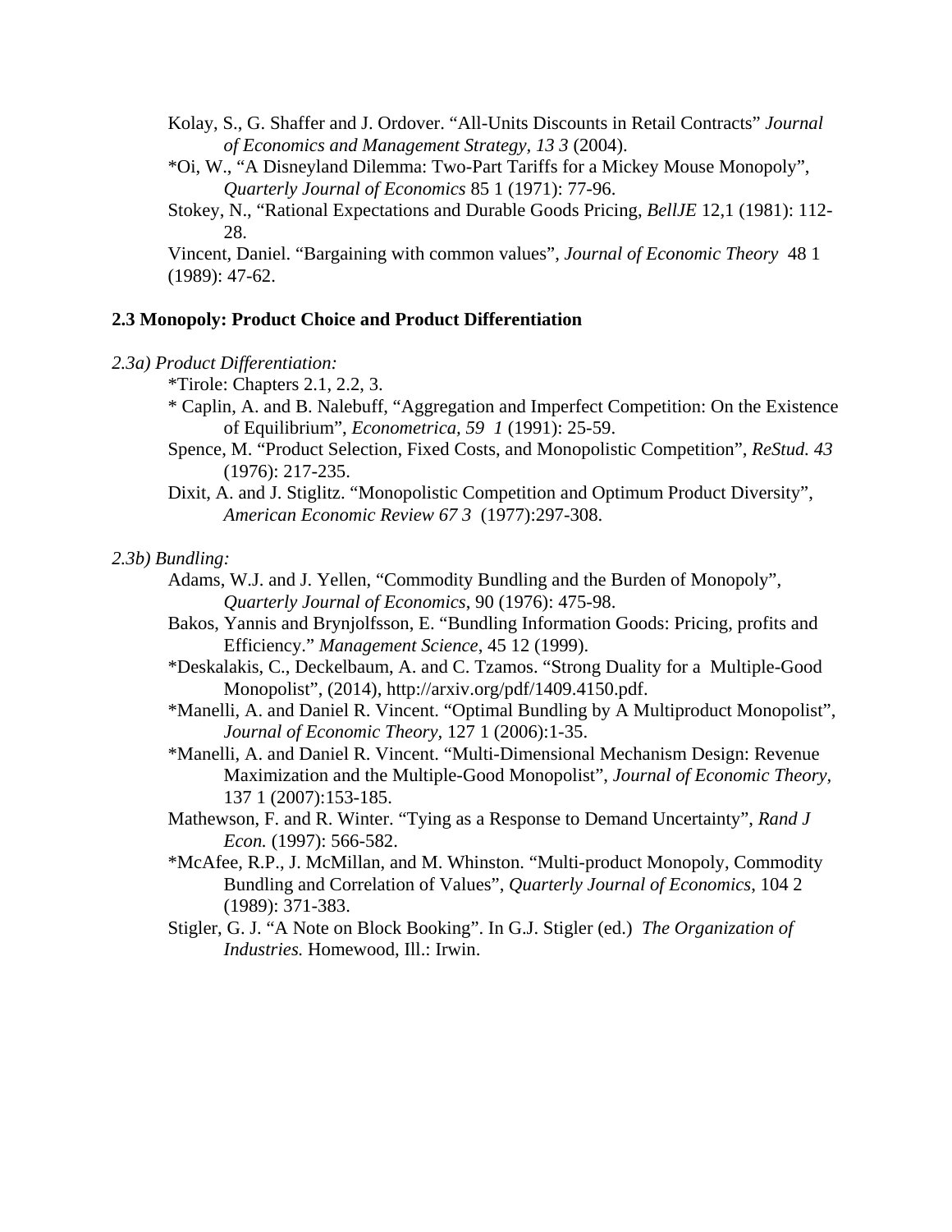Kolay, S., G. Shaffer and J. Ordover. "All-Units Discounts in Retail Contracts" *Journal of Economics and Management Strategy, 13 3* (2004).

*Oi, W., "A Disneyland Dilemma: Two-Part Tariffs for a Mickey Mouse Monopoly", *Quarterly Journal of Economics* 85 1 (1971): 77-96.

Stokey, N., "Rational Expectations and Durable Goods Pricing, *BellJE* 12,1 (1981): 112-28.

Vincent, Daniel. "Bargaining with common values", *Journal of Economic Theory* 48 1 (1989): 47-62.

**2.3 Monopoly: Product Choice and Product Differentiation**

*2.3a) Product Differentiation:*

*Tirole: Chapters 2.1, 2.2, 3.

* Caplin, A. and B. Nalebuff, "Aggregation and Imperfect Competition: On the Existence of Equilibrium", *Econometrica, 59 1* (1991): 25-59.

Spence, M. "Product Selection, Fixed Costs, and Monopolistic Competition", *ReStud. 43* (1976): 217-235.

Dixit, A. and J. Stiglitz. "Monopolistic Competition and Optimum Product Diversity", *American Economic Review 67 3* (1977):297-308.

*2.3b) Bundling:*

Adams, W.J. and J. Yellen, "Commodity Bundling and the Burden of Monopoly", *Quarterly Journal of Economics*, 90 (1976): 475-98.

Bakos, Yannis and Brynjolfsson, E. "Bundling Information Goods: Pricing, profits and Efficiency." *Management Science*, 45 12 (1999).

*Deskalakis, C., Deckelbaum, A. and C. Tzamos. "Strong Duality for a Multiple-Good Monopolist", (2014), http://arxiv.org/pdf/1409.4150.pdf.

*Manelli, A. and Daniel R. Vincent. "Optimal Bundling by A Multiproduct Monopolist", *Journal of Economic Theory*, 127 1 (2006):1-35.

*Manelli, A. and Daniel R. Vincent. "Multi-Dimensional Mechanism Design: Revenue Maximization and the Multiple-Good Monopolist", *Journal of Economic Theory*, 137 1 (2007):153-185.

Mathewson, F. and R. Winter. "Tying as a Response to Demand Uncertainty", *Rand J Econ.* (1997): 566-582.

*McAfee, R.P., J. McMillan, and M. Whinston. "Multi-product Monopoly, Commodity Bundling and Correlation of Values", *Quarterly Journal of Economics*, 104 2 (1989): 371-383.

Stigler, G. J. "A Note on Block Booking". In G.J. Stigler (ed.) *The Organization of Industries.* Homewood, Ill.: Irwin.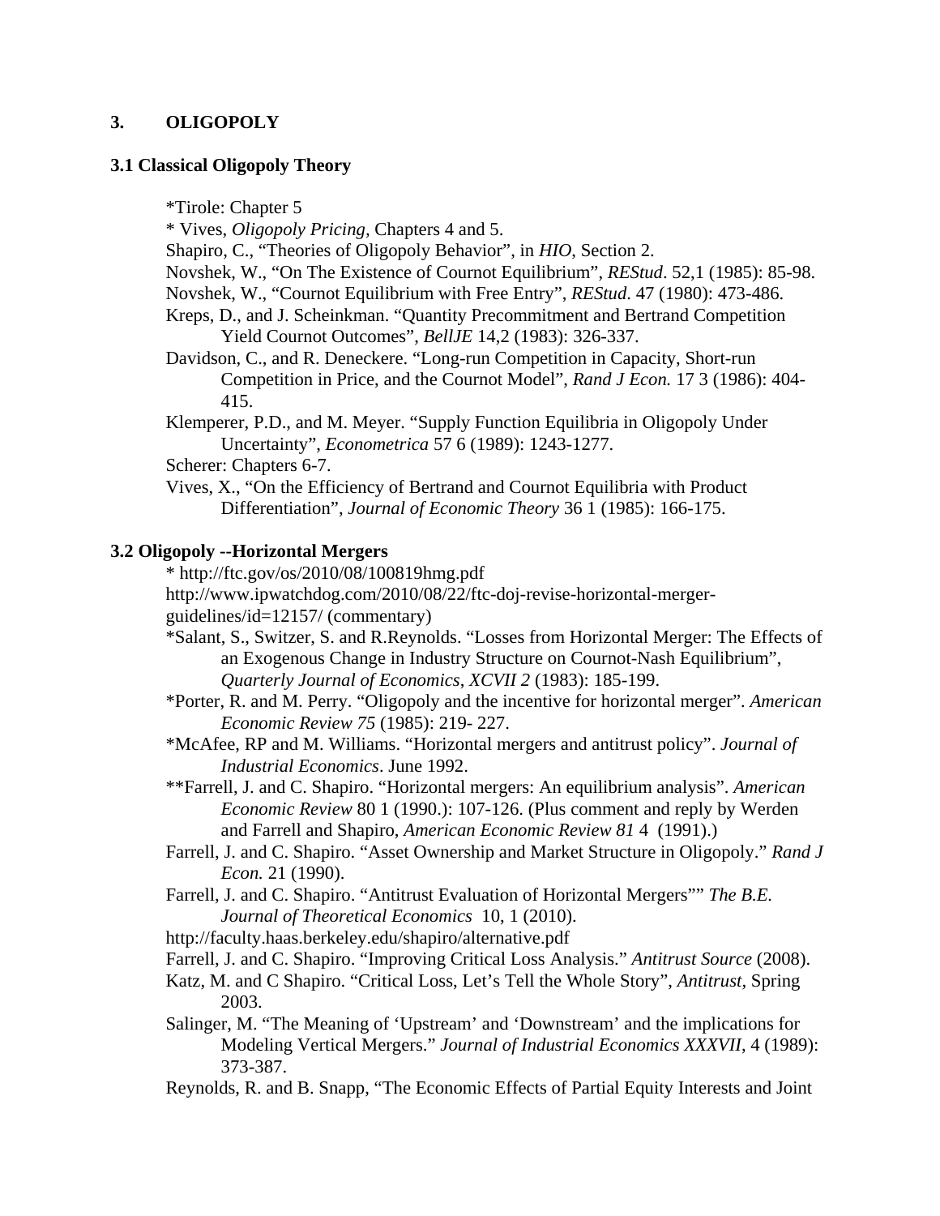## 3. OLIGOPOLY

### 3.1 Classical Oligopoly Theory

*Tirole: Chapter 5

* Vives, *Oligopoly Pricing*, Chapters 4 and 5.

Shapiro, C., "Theories of Oligopoly Behavior", in *HIO*, Section 2.

Novshek, W., "On The Existence of Cournot Equilibrium", *REStud*. 52,1 (1985): 85-98.

Novshek, W., "Cournot Equilibrium with Free Entry", *REStud*. 47 (1980): 473-486.

Kreps, D., and J. Scheinkman. "Quantity Precommitment and Bertrand Competition Yield Cournot Outcomes", *BellJE* 14,2 (1983): 326-337.

Davidson, C., and R. Deneckere. "Long-run Competition in Capacity, Short-run Competition in Price, and the Cournot Model", *Rand J Econ.* 17 3 (1986): 404-415.

Klemperer, P.D., and M. Meyer. "Supply Function Equilibria in Oligopoly Under Uncertainty", *Econometrica* 57 6 (1989): 1243-1277.

Scherer: Chapters 6-7.

Vives, X., "On the Efficiency of Bertrand and Cournot Equilibria with Product Differentiation", *Journal of Economic Theory* 36 1 (1985): 166-175.

### 3.2 Oligopoly --Horizontal Mergers

* http://ftc.gov/os/2010/08/100819hmg.pdf

http://www.ipwatchdog.com/2010/08/22/ftc-doj-revise-horizontal-merger-guidelines/id=12157/ (commentary)

*Salant, S., Switzer, S. and R.Reynolds. "Losses from Horizontal Merger: The Effects of an Exogenous Change in Industry Structure on Cournot-Nash Equilibrium", *Quarterly Journal of Economics*, *XCVII 2* (1983): 185-199.

*Porter, R. and M. Perry. "Oligopoly and the incentive for horizontal merger". *American Economic Review 75* (1985): 219- 227.

*McAfee, RP and M. Williams. "Horizontal mergers and antitrust policy". *Journal of Industrial Economics*. June 1992.

**Farrell, J. and C. Shapiro. "Horizontal mergers: An equilibrium analysis". *American Economic Review* 80 1 (1990.): 107-126. (Plus comment and reply by Werden and Farrell and Shapiro, *American Economic Review 81* 4 (1991).)

Farrell, J. and C. Shapiro. "Asset Ownership and Market Structure in Oligopoly." *Rand J Econ.* 21 (1990).

Farrell, J. and C. Shapiro. "Antitrust Evaluation of Horizontal Mergers"" *The B.E. Journal of Theoretical Economics* 10, 1 (2010).

http://faculty.haas.berkeley.edu/shapiro/alternative.pdf

Farrell, J. and C. Shapiro. "Improving Critical Loss Analysis." *Antitrust Source* (2008).

Katz, M. and C Shapiro. "Critical Loss, Let's Tell the Whole Story", *Antitrust*, Spring 2003.

Salinger, M. "The Meaning of 'Upstream' and 'Downstream' and the implications for Modeling Vertical Mergers." *Journal of Industrial Economics XXXVII*, 4 (1989): 373-387.

Reynolds, R. and B. Snapp, "The Economic Effects of Partial Equity Interests and Joint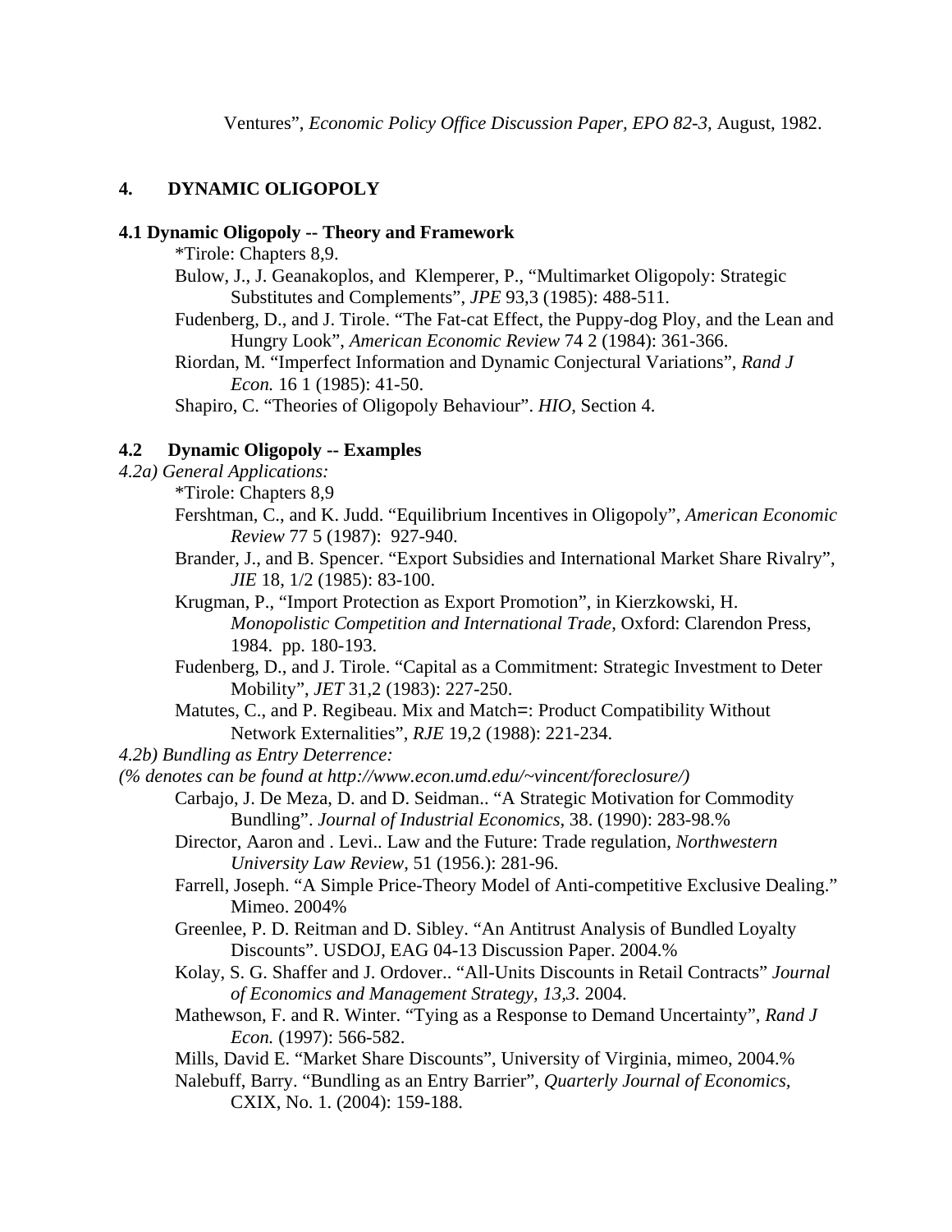Ventures", *Economic Policy Office Discussion Paper, EPO 82-3,* August, 1982.

## 4. DYNAMIC OLIGOPOLY

### 4.1 Dynamic Oligopoly -- Theory and Framework

*Tirole: Chapters 8,9.

Bulow, J., J. Geanakoplos, and Klemperer, P., "Multimarket Oligopoly: Strategic Substitutes and Complements", *JPE* 93,3 (1985): 488-511.

Fudenberg, D., and J. Tirole. "The Fat-cat Effect, the Puppy-dog Ploy, and the Lean and Hungry Look", *American Economic Review* 74 2 (1984): 361-366.

Riordan, M. "Imperfect Information and Dynamic Conjectural Variations", *Rand J Econ.* 16 1 (1985): 41-50.

Shapiro, C. "Theories of Oligopoly Behaviour". *HIO,* Section 4.

### 4.2 Dynamic Oligopoly -- Examples

*4.2a) General Applications:*

*Tirole: Chapters 8,9

Fershtman, C., and K. Judd. "Equilibrium Incentives in Oligopoly", *American Economic Review* 77 5 (1987): 927-940.

Brander, J., and B. Spencer. "Export Subsidies and International Market Share Rivalry", *JIE* 18, 1/2 (1985): 83-100.

Krugman, P., "Import Protection as Export Promotion", in Kierzkowski, H. *Monopolistic Competition and International Trade*, Oxford: Clarendon Press, 1984. pp. 180-193.

Fudenberg, D., and J. Tirole. "Capital as a Commitment: Strategic Investment to Deter Mobility", *JET* 31,2 (1983): 227-250.

Matutes, C., and P. Regibeau. Mix and Match=: Product Compatibility Without Network Externalities", *RJE* 19,2 (1988): 221-234.

*4.2b) Bundling as Entry Deterrence:*

*(% denotes can be found at http://www.econ.umd.edu/~vincent/foreclosure/)*

Carbajo, J. De Meza, D. and D. Seidman.. "A Strategic Motivation for Commodity Bundling". *Journal of Industrial Economics,* 38. (1990): 283-98.%

Director, Aaron and . Levi.. Law and the Future: Trade regulation, *Northwestern University Law Review,* 51 (1956.): 281-96.

Farrell, Joseph. "A Simple Price-Theory Model of Anti-competitive Exclusive Dealing." Mimeo. 2004%

Greenlee, P. D. Reitman and D. Sibley. "An Antitrust Analysis of Bundled Loyalty Discounts". USDOJ, EAG 04-13 Discussion Paper. 2004.%

Kolay, S. G. Shaffer and J. Ordover.. "All-Units Discounts in Retail Contracts" *Journal of Economics and Management Strategy, 13,3.* 2004.

Mathewson, F. and R. Winter. "Tying as a Response to Demand Uncertainty", *Rand J Econ.* (1997): 566-582.

Mills, David E. "Market Share Discounts", University of Virginia, mimeo, 2004.%

Nalebuff, Barry. "Bundling as an Entry Barrier", *Quarterly Journal of Economics,* CXIX, No. 1. (2004): 159-188.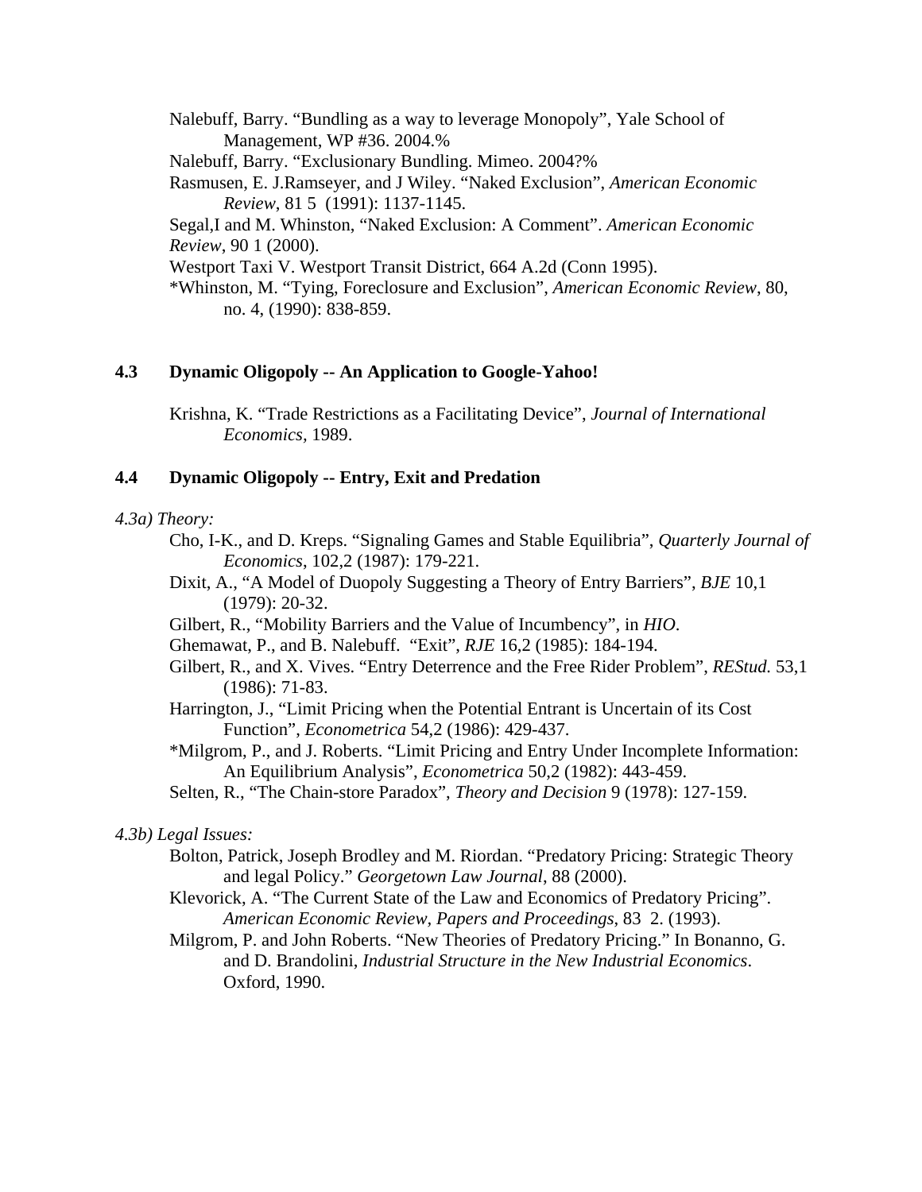Nalebuff, Barry. “Bundling as a way to leverage Monopoly”, Yale School of Management, WP #36. 2004.%

Nalebuff, Barry. “Exclusionary Bundling. Mimeo. 2004?%

Rasmusen, E. J.Ramseyer, and J Wiley. “Naked Exclusion”, *American Economic Review*, 81 5 (1991): 1137-1145.

Segal,I and M. Whinston, “Naked Exclusion: A Comment”. *American Economic Review*, 90 1 (2000).

Westport Taxi V. Westport Transit District, 664 A.2d (Conn 1995).

*Whinston, M. “Tying, Foreclosure and Exclusion”, *American Economic Review*, 80, no. 4, (1990): 838-859.

### 4.3 Dynamic Oligopoly -- An Application to Google-Yahoo!

Krishna, K. “Trade Restrictions as a Facilitating Device”, *Journal of International Economics*, 1989.

### 4.4 Dynamic Oligopoly -- Entry, Exit and Predation

*4.3a) Theory:*

Cho, I-K., and D. Kreps. “Signaling Games and Stable Equilibria”, *Quarterly Journal of Economics*, 102,2 (1987): 179-221.

Dixit, A., “A Model of Duopoly Suggesting a Theory of Entry Barriers”, *BJE* 10,1 (1979): 20-32.

Gilbert, R., “Mobility Barriers and the Value of Incumbency”, in *HIO*.

Ghemawat, P., and B. Nalebuff. “Exit”, *RJE* 16,2 (1985): 184-194.

Gilbert, R., and X. Vives. “Entry Deterrence and the Free Rider Problem”, *REStud.* 53,1 (1986): 71-83.

Harrington, J., “Limit Pricing when the Potential Entrant is Uncertain of its Cost Function”, *Econometrica* 54,2 (1986): 429-437.

*Milgrom, P., and J. Roberts. “Limit Pricing and Entry Under Incomplete Information: An Equilibrium Analysis”, *Econometrica* 50,2 (1982): 443-459.

Selten, R., “The Chain-store Paradox”, *Theory and Decision* 9 (1978): 127-159.

*4.3b) Legal Issues:*

Bolton, Patrick, Joseph Brodley and M. Riordan. “Predatory Pricing: Strategic Theory and legal Policy.” *Georgetown Law Journal*, 88 (2000).

Klevorick, A. “The Current State of the Law and Economics of Predatory Pricing”. *American Economic Review, Papers and Proceedings*, 83 2. (1993).

Milgrom, P. and John Roberts. “New Theories of Predatory Pricing.” In Bonanno, G. and D. Brandolini, *Industrial Structure in the New Industrial Economics*. Oxford, 1990.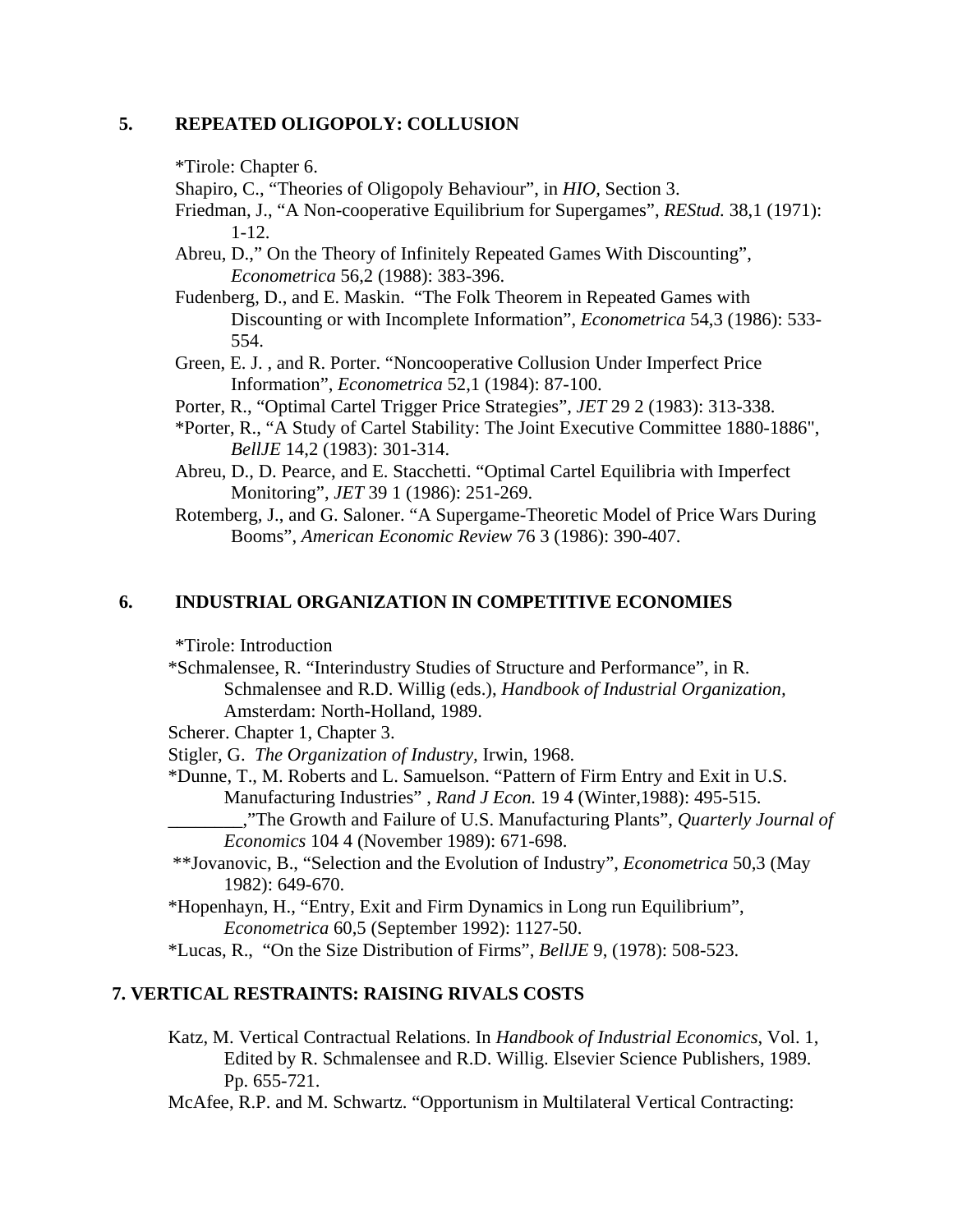## 5. REPEATED OLIGOPOLY: COLLUSION

*Tirole: Chapter 6.

Shapiro, C., "Theories of Oligopoly Behaviour", in *HIO*, Section 3.

Friedman, J., "A Non-cooperative Equilibrium for Supergames", *REStud.* 38,1 (1971): 1-12.

Abreu, D.," On the Theory of Infinitely Repeated Games With Discounting", *Econometrica* 56,2 (1988): 383-396.

Fudenberg, D., and E. Maskin. "The Folk Theorem in Repeated Games with Discounting or with Incomplete Information", *Econometrica* 54,3 (1986): 533-554.

Green, E. J. , and R. Porter. "Noncooperative Collusion Under Imperfect Price Information", *Econometrica* 52,1 (1984): 87-100.

Porter, R., "Optimal Cartel Trigger Price Strategies", *JET* 29 2 (1983): 313-338.

*Porter, R., "A Study of Cartel Stability: The Joint Executive Committee 1880-1886", *BellJE* 14,2 (1983): 301-314.

Abreu, D., D. Pearce, and E. Stacchetti. "Optimal Cartel Equilibria with Imperfect Monitoring", *JET* 39 1 (1986): 251-269.

Rotemberg, J., and G. Saloner. "A Supergame-Theoretic Model of Price Wars During Booms", *American Economic Review* 76 3 (1986): 390-407.

## 6. INDUSTRIAL ORGANIZATION IN COMPETITIVE ECONOMIES

*Tirole: Introduction

*Schmalensee, R. "Interindustry Studies of Structure and Performance", in R. Schmalensee and R.D. Willig (eds.), *Handbook of Industrial Organization*, Amsterdam: North-Holland, 1989.

Scherer. Chapter 1, Chapter 3.

Stigler, G. *The Organization of Industry*, Irwin, 1968.

*Dunne, T., M. Roberts and L. Samuelson. "Pattern of Firm Entry and Exit in U.S. Manufacturing Industries" , *Rand J Econ.* 19 4 (Winter,1988): 495-515.

________,"The Growth and Failure of U.S. Manufacturing Plants", *Quarterly Journal of Economics* 104 4 (November 1989): 671-698.

**Jovanovic, B., "Selection and the Evolution of Industry", *Econometrica* 50,3 (May 1982): 649-670.

*Hopenhayn, H., "Entry, Exit and Firm Dynamics in Long run Equilibrium", *Econometrica* 60,5 (September 1992): 1127-50.

*Lucas, R., "On the Size Distribution of Firms", *BellJE* 9, (1978): 508-523.

## 7. VERTICAL RESTRAINTS: RAISING RIVALS COSTS

Katz, M. Vertical Contractual Relations. In *Handbook of Industrial Economics*, Vol. 1, Edited by R. Schmalensee and R.D. Willig. Elsevier Science Publishers, 1989. Pp. 655-721.

McAfee, R.P. and M. Schwartz. "Opportunism in Multilateral Vertical Contracting: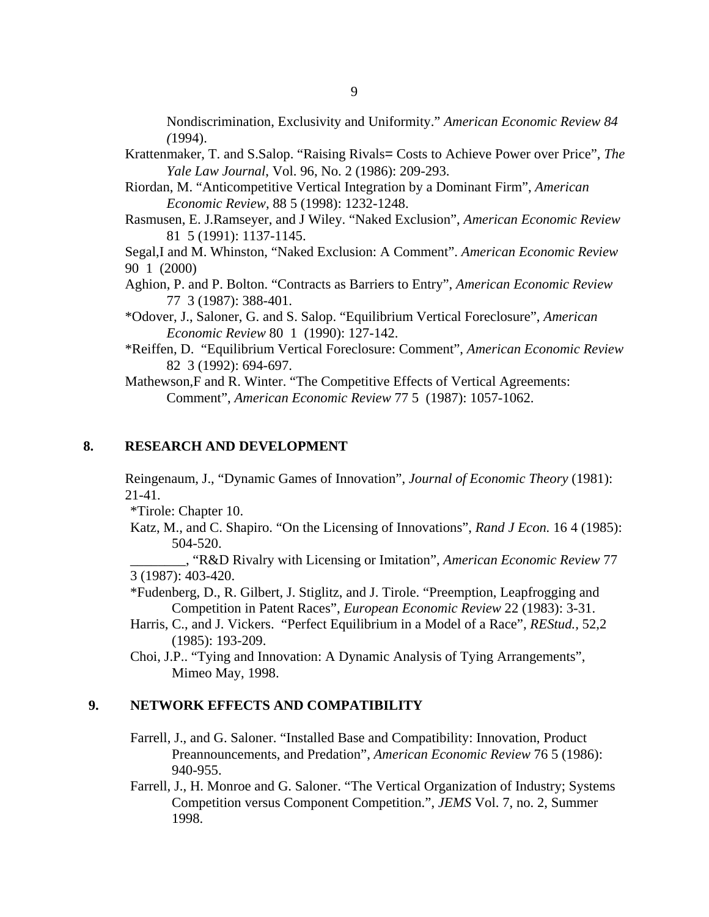Nondiscrimination, Exclusivity and Uniformity." *American Economic Review 84 (*1994).

Krattenmaker, T. and S.Salop. "Raising Rivals= Costs to Achieve Power over Price", *The Yale Law Journal*, Vol. 96, No. 2 (1986): 209-293.

Riordan, M. "Anticompetitive Vertical Integration by a Dominant Firm", *American Economic Review*, 88 5 (1998): 1232-1248.

Rasmusen, E. J.Ramseyer, and J Wiley. "Naked Exclusion", *American Economic Review* 81 5 (1991): 1137-1145.

Segal,I and M. Whinston, "Naked Exclusion: A Comment". *American Economic Review* 90 1 (2000)

Aghion, P. and P. Bolton. "Contracts as Barriers to Entry", *American Economic Review* 77 3 (1987): 388-401.

*Odover, J., Saloner, G. and S. Salop. "Equilibrium Vertical Foreclosure", *American Economic Review* 80 1 (1990): 127-142.

*Reiffen, D. "Equilibrium Vertical Foreclosure: Comment", *American Economic Review* 82 3 (1992): 694-697.

Mathewson,F and R. Winter. "The Competitive Effects of Vertical Agreements: Comment", *American Economic Review* 77 5 (1987): 1057-1062.

## 8. RESEARCH AND DEVELOPMENT

Reingenaum, J., "Dynamic Games of Innovation", *Journal of Economic Theory* (1981): 21-41.

*Tirole: Chapter 10.

Katz, M., and C. Shapiro. "On the Licensing of Innovations", *Rand J Econ.* 16 4 (1985): 504-520.

________, "R&D Rivalry with Licensing or Imitation", *American Economic Review* 77 3 (1987): 403-420.

*Fudenberg, D., R. Gilbert, J. Stiglitz, and J. Tirole. "Preemption, Leapfrogging and Competition in Patent Races", *European Economic Review* 22 (1983): 3-31.

Harris, C., and J. Vickers. "Perfect Equilibrium in a Model of a Race", *REStud.,* 52,2 (1985): 193-209.

Choi, J.P.. "Tying and Innovation: A Dynamic Analysis of Tying Arrangements", Mimeo May, 1998.

## 9. NETWORK EFFECTS AND COMPATIBILITY

Farrell, J., and G. Saloner. "Installed Base and Compatibility: Innovation, Product Preannouncements, and Predation", *American Economic Review* 76 5 (1986): 940-955.

Farrell, J., H. Monroe and G. Saloner. "The Vertical Organization of Industry; Systems Competition versus Component Competition.", *JEMS* Vol. 7, no. 2, Summer 1998.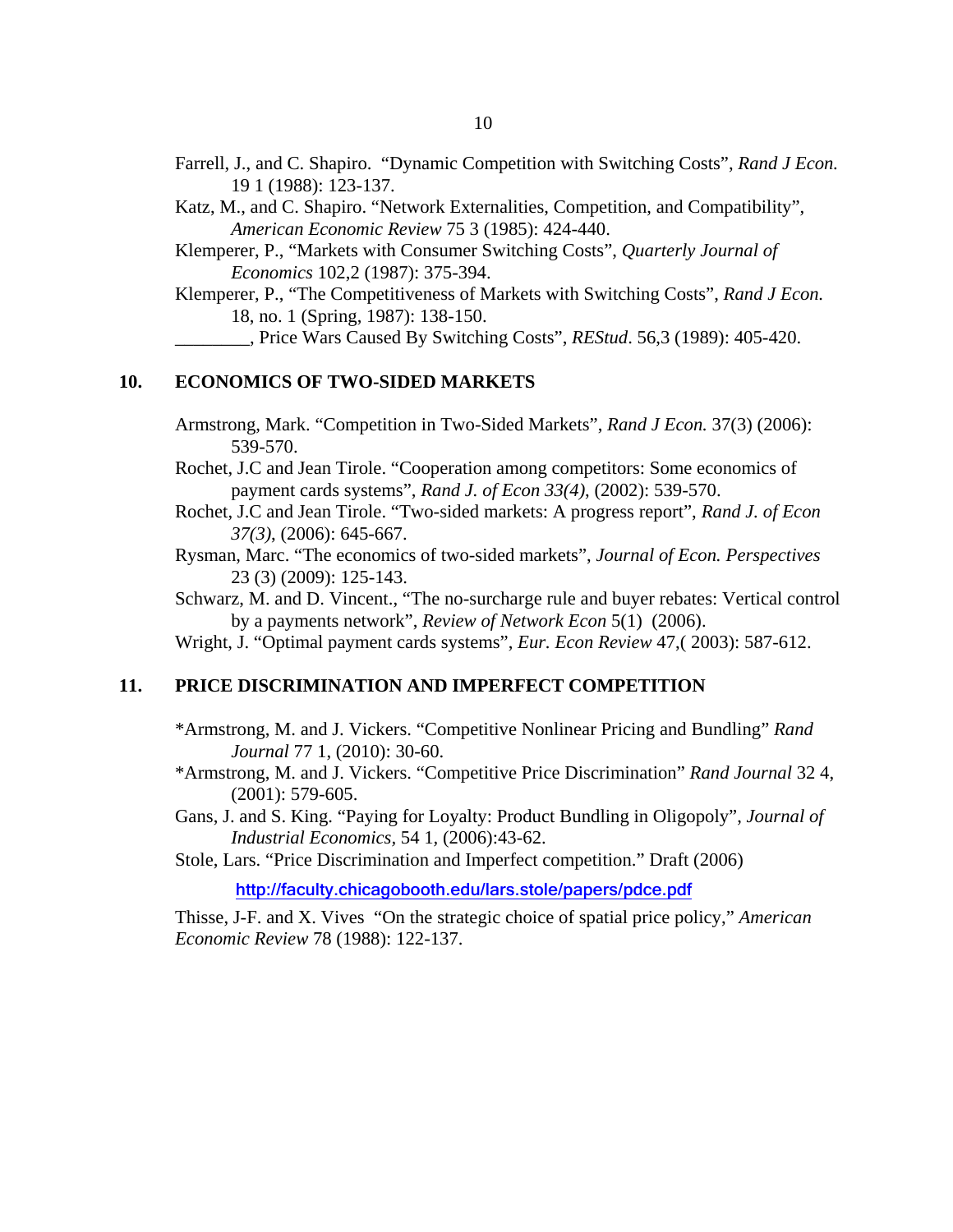Farrell, J., and C. Shapiro. "Dynamic Competition with Switching Costs", *Rand J Econ.* 19 1 (1988): 123-137.

Katz, M., and C. Shapiro. "Network Externalities, Competition, and Compatibility", *American Economic Review* 75 3 (1985): 424-440.

Klemperer, P., "Markets with Consumer Switching Costs", *Quarterly Journal of Economics* 102,2 (1987): 375-394.

Klemperer, P., "The Competitiveness of Markets with Switching Costs", *Rand J Econ.* 18, no. 1 (Spring, 1987): 138-150.

________, Price Wars Caused By Switching Costs", *REStud*. 56,3 (1989): 405-420.

## 10. ECONOMICS OF TWO-SIDED MARKETS

Armstrong, Mark. "Competition in Two-Sided Markets", *Rand J Econ.* 37(3) (2006): 539-570.

Rochet, J.C and Jean Tirole. "Cooperation among competitors: Some economics of payment cards systems", *Rand J. of Econ 33(4)*, (2002): 539-570.

Rochet, J.C and Jean Tirole. "Two-sided markets: A progress report", *Rand J. of Econ 37(3)*, (2006): 645-667.

Rysman, Marc. "The economics of two-sided markets", *Journal of Econ. Perspectives* 23 (3) (2009): 125-143.

Schwarz, M. and D. Vincent., "The no-surcharge rule and buyer rebates: Vertical control by a payments network", *Review of Network Econ* 5(1) (2006).

Wright, J. "Optimal payment cards systems", *Eur. Econ Review* 47,( 2003): 587-612.

## 11. PRICE DISCRIMINATION AND IMPERFECT COMPETITION

*Armstrong, M. and J. Vickers. "Competitive Nonlinear Pricing and Bundling" *Rand Journal* 77 1, (2010): 30-60.

*Armstrong, M. and J. Vickers. "Competitive Price Discrimination" *Rand Journal* 32 4, (2001): 579-605.

Gans, J. and S. King. "Paying for Loyalty: Product Bundling in Oligopoly", *Journal of Industrial Economics*, 54 1, (2006):43-62.

Stole, Lars. "Price Discrimination and Imperfect competition." Draft (2006)

http://faculty.chicagobooth.edu/lars.stole/papers/pdce.pdf

Thisse, J-F. and X. Vives "On the strategic choice of spatial price policy," *American Economic Review* 78 (1988): 122-137.